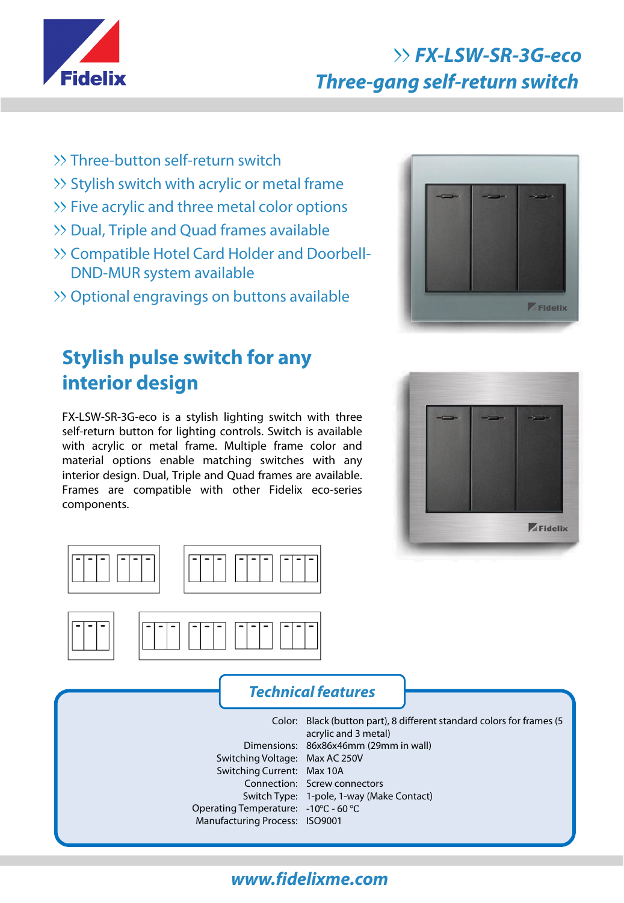# FX-LSW-SR-3G-eco
## Three-gang self-return switch

- Three-button self-return switch
- Stylish switch with acrylic or metal frame
- Five acrylic and three metal color options
- Dual, Triple and Quad frames available
- Compatible Hotel Card Holder and Doorbell-DND-MUR system available
- Optional engravings on buttons available

## Stylish pulse switch for any interior design

FX-LSW-SR-3G-eco is a stylish lighting switch with three self-return button for lighting controls. Switch is available with acrylic or metal frame. Multiple frame color and material options enable matching switches with any interior design. Dual, Triple and Quad frames are available. Frames are compatible with other Fidelix eco-series components.

### Technical features

| | |
|---|---|
| Color: | Black (button part), 8 different standard colors for frames (5 acrylic and 3 metal) |
| Dimensions: | 86x86x46mm (29mm in wall) |
| Switching Voltage: | Max AC 250V |
| Switching Current: | Max 10A |
| Connection: | Screw connectors |
| Switch Type: | 1-pole, 1-way (Make Contact) |
| Operating Temperature: | -10°C - 60 °C |
| Manufacturing Process: | ISO9001 |

www.fidelixme.com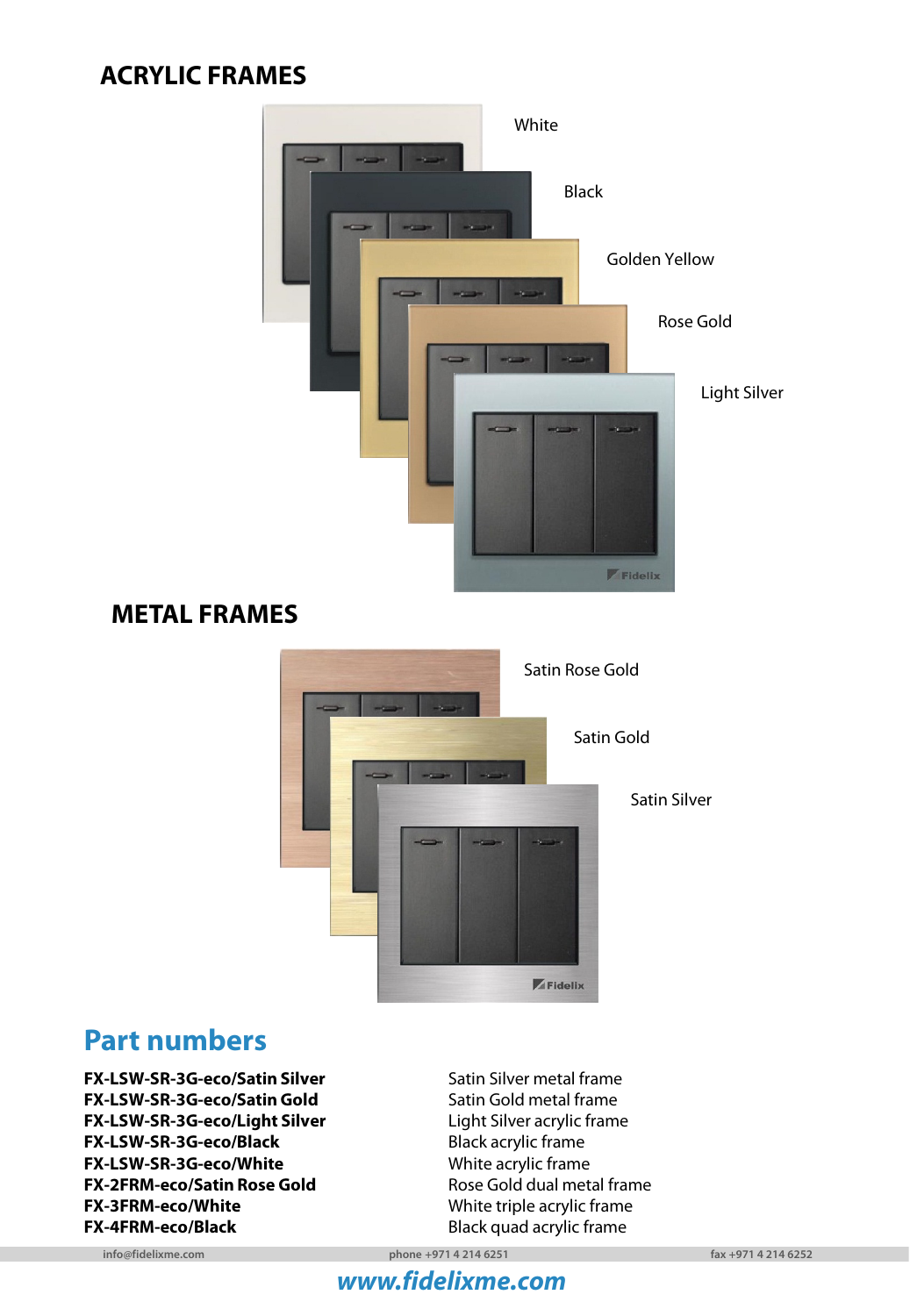## ACRYLIC FRAMES

White

Black

Golden Yellow

Rose Gold

Light Silver

## METAL FRAMES

Satin Rose Gold

Satin Gold

Satin Silver

## Part numbers

| | |
|---|---|
| **FX-LSW-SR-3G-eco/Satin Silver** | Satin Silver metal frame |
| **FX-LSW-SR-3G-eco/Satin Gold** | Satin Gold metal frame |
| **FX-LSW-SR-3G-eco/Light Silver** | Light Silver acrylic frame |
| **FX-LSW-SR-3G-eco/Black** | Black acrylic frame |
| **FX-LSW-SR-3G-eco/White** | White acrylic frame |
| **FX-2FRM-eco/Satin Rose Gold** | Rose Gold dual metal frame |
| **FX-3FRM-eco/White** | White triple acrylic frame |
| **FX-4FRM-eco/Black** | Black quad acrylic frame |

info@fidelixme.com phone +971 4 214 6251 fax +971 4 214 6252

***www.fidelixme.com***